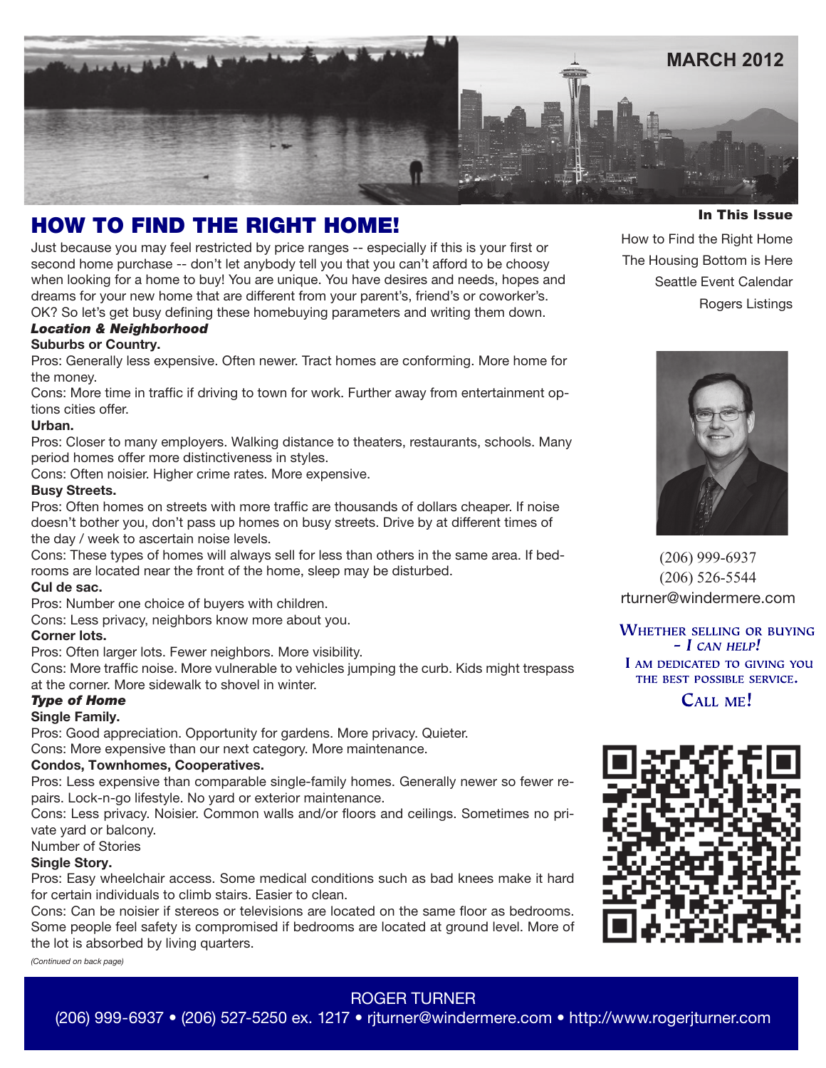MARCH 2012

# HOW TO FIND THE RIGHT HOME!

Just because you may feel restricted by price ranges -- especially if this is your first or second home purchase -- don't let anybody tell you that you can't afford to be choosy when looking for a home to buy! You are unique. You have desires and needs, hopes and dreams for your new home that are different from your parent's, friend's or coworker's. OK? So let's get busy defining these homebuying parameters and writing them down.

***Location & Neighborhood***

**Suburbs or Country.**

Pros: Generally less expensive. Often newer. Tract homes are conforming. More home for the money.

Cons: More time in traffic if driving to town for work. Further away from entertainment options cities offer.

**Urban.**

Pros: Closer to many employers. Walking distance to theaters, restaurants, schools. Many period homes offer more distinctiveness in styles.

Cons: Often noisier. Higher crime rates. More expensive.

**Busy Streets.**

Pros: Often homes on streets with more traffic are thousands of dollars cheaper. If noise doesn't bother you, don't pass up homes on busy streets. Drive by at different times of the day / week to ascertain noise levels.

Cons: These types of homes will always sell for less than others in the same area. If bedrooms are located near the front of the home, sleep may be disturbed.

**Cul de sac.**

Pros: Number one choice of buyers with children.

Cons: Less privacy, neighbors know more about you.

**Corner lots.**

Pros: Often larger lots. Fewer neighbors. More visibility.

Cons: More traffic noise. More vulnerable to vehicles jumping the curb. Kids might trespass at the corner. More sidewalk to shovel in winter.

***Type of Home***

**Single Family.**

Pros: Good appreciation. Opportunity for gardens. More privacy. Quieter.

Cons: More expensive than our next category. More maintenance.

**Condos, Townhomes, Cooperatives.**

Pros: Less expensive than comparable single-family homes. Generally newer so fewer repairs. Lock-n-go lifestyle. No yard or exterior maintenance.

Cons: Less privacy. Noisier. Common walls and/or floors and ceilings. Sometimes no private yard or balcony.

Number of Stories

**Single Story.**

Pros: Easy wheelchair access. Some medical conditions such as bad knees make it hard for certain individuals to climb stairs. Easier to clean.

Cons: Can be noisier if stereos or televisions are located on the same floor as bedrooms. Some people feel safety is compromised if bedrooms are located at ground level. More of the lot is absorbed by living quarters.

*(Continued on back page)*

**In This Issue**

- How to Find the Right Home
- The Housing Bottom is Here
- Seattle Event Calendar
- Rogers Listings

(206) 999-6937
(206) 526-5544
rturner@windermere.com

WHETHER SELLING OR BUYING - *I CAN HELP!*
I AM DEDICATED TO GIVING YOU THE BEST POSSIBLE SERVICE.
CALL ME!

ROGER TURNER
(206) 999-6937 • (206) 527-5250 ex. 1217 • rjturner@windermere.com • http://www.rogerjturner.com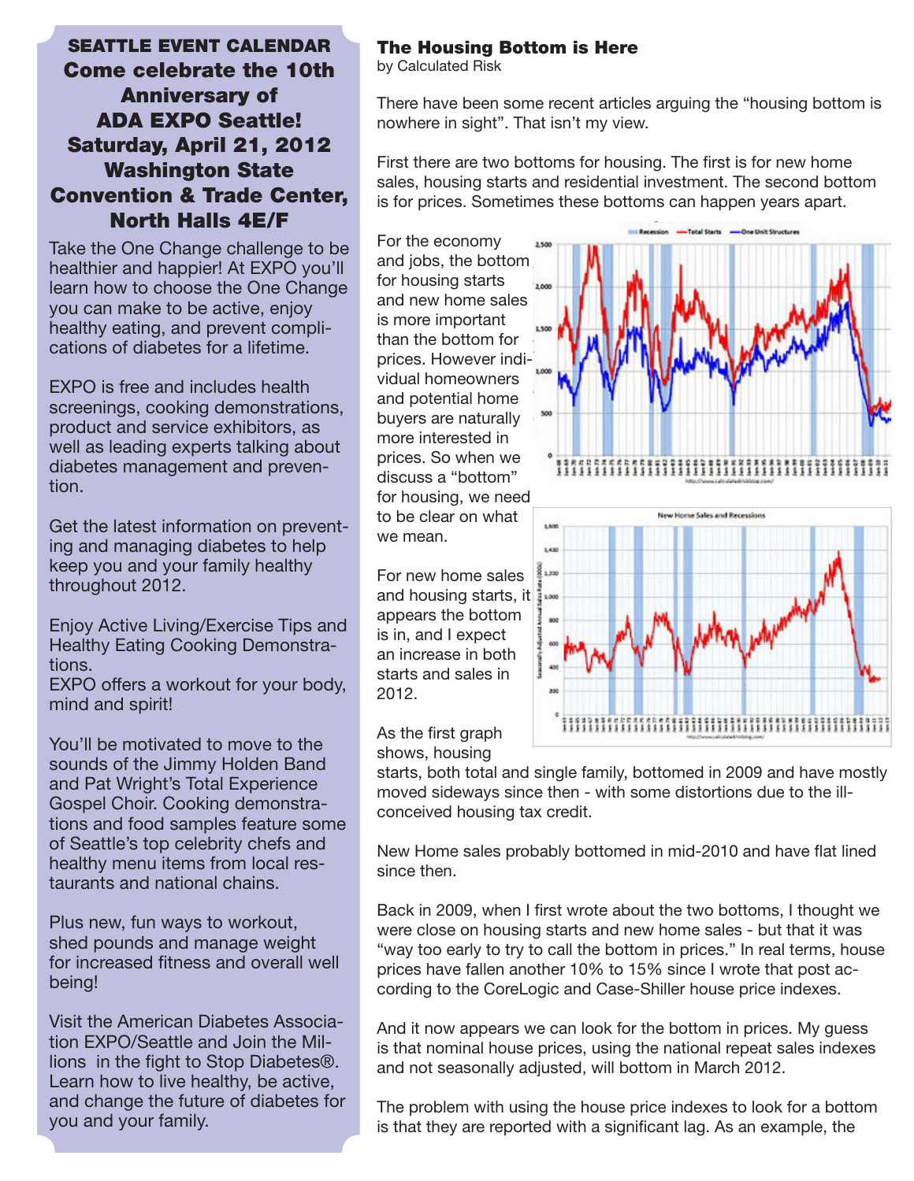## SEATTLE EVENT CALENDAR

**Come celebrate the 10th Anniversary of ADA EXPO Seattle!**
**Saturday, April 21, 2012**
**Washington State Convention & Trade Center, North Halls 4E/F**

Take the One Change challenge to be healthier and happier! At EXPO you'll learn how to choose the One Change you can make to be active, enjoy healthy eating, and prevent complications of diabetes for a lifetime.

EXPO is free and includes health screenings, cooking demonstrations, product and service exhibitors, as well as leading experts talking about diabetes management and prevention.

Get the latest information on preventing and managing diabetes to help keep you and your family healthy throughout 2012.

Enjoy Active Living/Exercise Tips and Healthy Eating Cooking Demonstrations.
EXPO offers a workout for your body, mind and spirit!

You'll be motivated to move to the sounds of the Jimmy Holden Band and Pat Wright's Total Experience Gospel Choir. Cooking demonstrations and food samples feature some of Seattle's top celebrity chefs and healthy menu items from local restaurants and national chains.

Plus new, fun ways to workout, shed pounds and manage weight for increased fitness and overall well being!

Visit the American Diabetes Association EXPO/Seattle and Join the Millions in the fight to Stop Diabetes®. Learn how to live healthy, be active, and change the future of diabetes for you and your family.

## The Housing Bottom is Here

by Calculated Risk

There have been some recent articles arguing the "housing bottom is nowhere in sight". That isn't my view.

First there are two bottoms for housing. The first is for new home sales, housing starts and residential investment. The second bottom is for prices. Sometimes these bottoms can happen years apart.

For the economy and jobs, the bottom for housing starts and new home sales is more important than the bottom for prices. However individual homeowners and potential home buyers are naturally more interested in prices. So when we discuss a "bottom" for housing, we need to be clear on what we mean.

For new home sales and housing starts, it appears the bottom is in, and I expect an increase in both starts and sales in 2012.

As the first graph shows, housing starts, both total and single family, bottomed in 2009 and have mostly moved sideways since then - with some distortions due to the ill-conceived housing tax credit.

New Home sales probably bottomed in mid-2010 and have flat lined since then.

Back in 2009, when I first wrote about the two bottoms, I thought we were close on housing starts and new home sales - but that it was "way too early to try to call the bottom in prices." In real terms, house prices have fallen another 10% to 15% since I wrote that post according to the CoreLogic and Case-Shiller house price indexes.

And it now appears we can look for the bottom in prices. My guess is that nominal house prices, using the national repeat sales indexes and not seasonally adjusted, will bottom in March 2012.

The problem with using the house price indexes to look for a bottom is that they are reported with a significant lag. As an example, the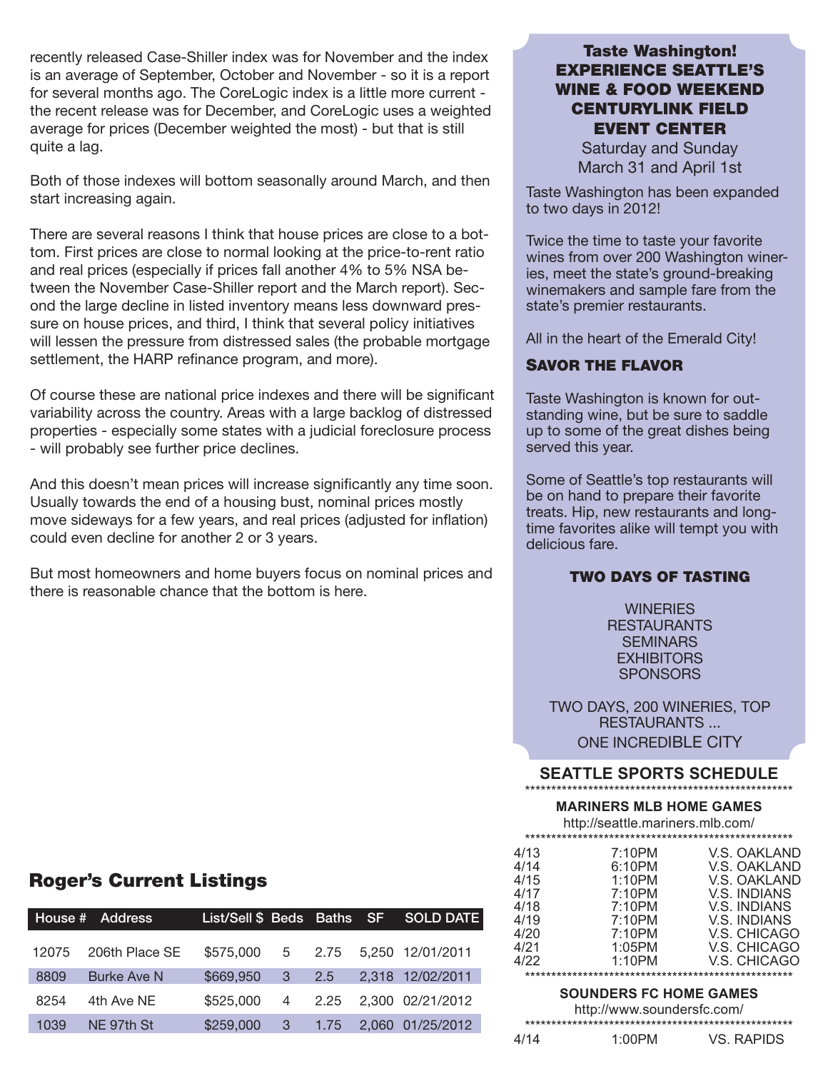recently released Case-Shiller index was for November and the index is an average of September, October and November - so it is a report for several months ago. The CoreLogic index is a little more current - the recent release was for December, and CoreLogic uses a weighted average for prices (December weighted the most) - but that is still quite a lag.

Both of those indexes will bottom seasonally around March, and then start increasing again.

There are several reasons I think that house prices are close to a bottom. First prices are close to normal looking at the price-to-rent ratio and real prices (especially if prices fall another 4% to 5% NSA between the November Case-Shiller report and the March report). Second the large decline in listed inventory means less downward pressure on house prices, and third, I think that several policy initiatives will lessen the pressure from distressed sales (the probable mortgage settlement, the HARP refinance program, and more).

Of course these are national price indexes and there will be significant variability across the country. Areas with a large backlog of distressed properties - especially some states with a judicial foreclosure process - will probably see further price declines.

And this doesn't mean prices will increase significantly any time soon. Usually towards the end of a housing bust, nominal prices mostly move sideways for a few years, and real prices (adjusted for inflation) could even decline for another 2 or 3 years.

But most homeowners and home buyers focus on nominal prices and there is reasonable chance that the bottom is here.

## Roger's Current Listings

| House # | Address | List/Sell $ | Beds | Baths | SF | SOLD DATE |
|---|---|---|---|---|---|---|
| 12075 | 206th Place SE | $575,000 | 5 | 2.75 | 5,250 | 12/01/2011 |
| 8809 | Burke Ave N | $669,950 | 3 | 2.5 | 2,318 | 12/02/2011 |
| 8254 | 4th Ave NE | $525,000 | 4 | 2.25 | 2,300 | 02/21/2012 |
| 1039 | NE 97th St | $259,000 | 3 | 1.75 | 2,060 | 01/25/2012 |

## Taste Washington! EXPERIENCE SEATTLE'S WINE & FOOD WEEKEND CENTURYLINK FIELD EVENT CENTER

Saturday and Sunday
March 31 and April 1st

Taste Washington has been expanded to two days in 2012!

Twice the time to taste your favorite wines from over 200 Washington wineries, meet the state's ground-breaking winemakers and sample fare from the state's premier restaurants.

All in the heart of the Emerald City!

### SAVOR THE FLAVOR

Taste Washington is known for outstanding wine, but be sure to saddle up to some of the great dishes being served this year.

Some of Seattle's top restaurants will be on hand to prepare their favorite treats. Hip, new restaurants and longtime favorites alike will tempt you with delicious fare.

### TWO DAYS OF TASTING

WINERIES
RESTAURANTS
SEMINARS
EXHIBITORS
SPONSORS

TWO DAYS, 200 WINERIES, TOP RESTAURANTS ...
ONE INCREDIBLE CITY

## SEATTLE SPORTS SCHEDULE

### MARINERS MLB HOME GAMES

http://seattle.mariners.mlb.com/

| Date | Time | Opponent |
|---|---|---|
| 4/13 | 7:10PM | V.S. OAKLAND |
| 4/14 | 6:10PM | V.S. OAKLAND |
| 4/15 | 1:10PM | V.S. OAKLAND |
| 4/17 | 7:10PM | V.S. INDIANS |
| 4/18 | 7:10PM | V.S. INDIANS |
| 4/19 | 7:10PM | V.S. INDIANS |
| 4/20 | 7:10PM | V.S. CHICAGO |
| 4/21 | 1:05PM | V.S. CHICAGO |
| 4/22 | 1:10PM | V.S. CHICAGO |

### SOUNDERS FC HOME GAMES

http://www.soundersfc.com/

| Date | Time | Opponent |
|---|---|---|
| 4/14 | 1:00PM | VS. RAPIDS |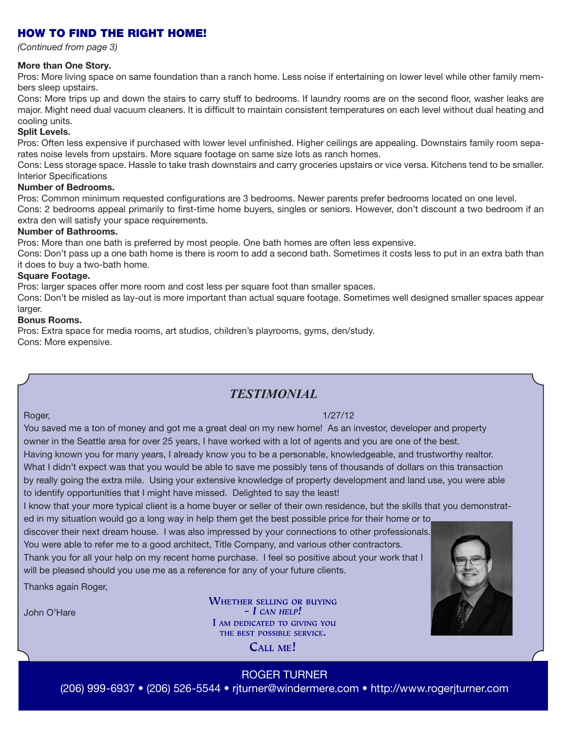## HOW TO FIND THE RIGHT HOME!

*(Continued from page 3)*

**More than One Story.**

Pros: More living space on same foundation than a ranch home. Less noise if entertaining on lower level while other family members sleep upstairs.

Cons: More trips up and down the stairs to carry stuff to bedrooms. If laundry rooms are on the second floor, washer leaks are major. Might need dual vacuum cleaners. It is difficult to maintain consistent temperatures on each level without dual heating and cooling units.

**Split Levels.**

Pros: Often less expensive if purchased with lower level unfinished. Higher ceilings are appealing. Downstairs family room separates noise levels from upstairs. More square footage on same size lots as ranch homes.

Cons: Less storage space. Hassle to take trash downstairs and carry groceries upstairs or vice versa. Kitchens tend to be smaller.

Interior Specifications

**Number of Bedrooms.**

Pros: Common minimum requested configurations are 3 bedrooms. Newer parents prefer bedrooms located on one level.

Cons: 2 bedrooms appeal primarily to first-time home buyers, singles or seniors. However, don't discount a two bedroom if an extra den will satisfy your space requirements.

**Number of Bathrooms.**

Pros: More than one bath is preferred by most people. One bath homes are often less expensive.

Cons: Don't pass up a one bath home is there is room to add a second bath. Sometimes it costs less to put in an extra bath than it does to buy a two-bath home.

**Square Footage.**

Pros: larger spaces offer more room and cost less per square foot than smaller spaces.

Cons: Don't be misled as lay-out is more important than actual square footage. Sometimes well designed smaller spaces appear larger.

**Bonus Rooms.**

Pros: Extra space for media rooms, art studios, children's playrooms, gyms, den/study.

Cons: More expensive.

### *TESTIMONIAL*

Roger, 1/27/12

You saved me a ton of money and got me a great deal on my new home! As an investor, developer and property owner in the Seattle area for over 25 years, I have worked with a lot of agents and you are one of the best. Having known you for many years, I already know you to be a personable, knowledgeable, and trustworthy realtor. What I didn't expect was that you would be able to save me possibly tens of thousands of dollars on this transaction by really going the extra mile. Using your extensive knowledge of property development and land use, you were able to identify opportunities that I might have missed. Delighted to say the least!

I know that your more typical client is a home buyer or seller of their own residence, but the skills that you demonstrated in my situation would go a long way in help them get the best possible price for their home or to discover their next dream house. I was also impressed by your connections to other professionals. You were able to refer me to a good architect, Title Company, and various other contractors.

Thank you for all your help on my recent home purchase. I feel so positive about your work that I will be pleased should you use me as a reference for any of your future clients.

Thanks again Roger,

John O'Hare

**Whether selling or buying – *I can help!***

**I am dedicated to giving you the best possible service.**

**Call me!**

ROGER TURNER

(206) 999-6937 • (206) 526-5544 • rjturner@windermere.com • http://www.rogerjturner.com